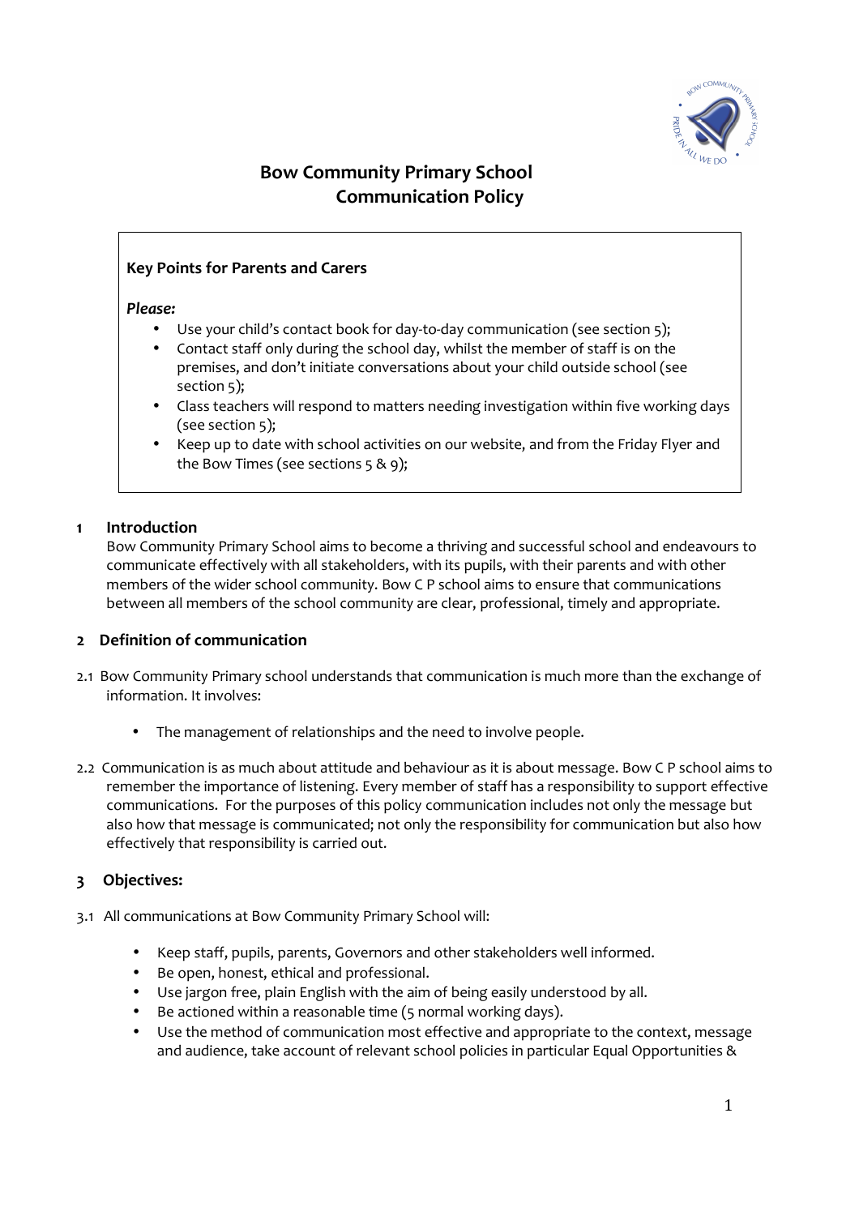# Bow Community Primary School
## Communication Policy

**Key Points for Parents and Carers**

***Please:***

- Use your child's contact book for day-to-day communication (see section 5);
- Contact staff only during the school day, whilst the member of staff is on the premises, and don't initiate conversations about your child outside school (see section 5);
- Class teachers will respond to matters needing investigation within five working days (see section 5);
- Keep up to date with school activities on our website, and from the Friday Flyer and the Bow Times (see sections 5 & 9);

### 1 Introduction

Bow Community Primary School aims to become a thriving and successful school and endeavours to communicate effectively with all stakeholders, with its pupils, with their parents and with other members of the wider school community. Bow C P school aims to ensure that communications between all members of the school community are clear, professional, timely and appropriate.

### 2 Definition of communication

2.1 Bow Community Primary school understands that communication is much more than the exchange of information. It involves:

- The management of relationships and the need to involve people.

2.2 Communication is as much about attitude and behaviour as it is about message. Bow C P school aims to remember the importance of listening. Every member of staff has a responsibility to support effective communications. For the purposes of this policy communication includes not only the message but also how that message is communicated; not only the responsibility for communication but also how effectively that responsibility is carried out.

### 3 Objectives:

3.1 All communications at Bow Community Primary School will:

- Keep staff, pupils, parents, Governors and other stakeholders well informed.
- Be open, honest, ethical and professional.
- Use jargon free, plain English with the aim of being easily understood by all.
- Be actioned within a reasonable time (5 normal working days).
- Use the method of communication most effective and appropriate to the context, message and audience, take account of relevant school policies in particular Equal Opportunities &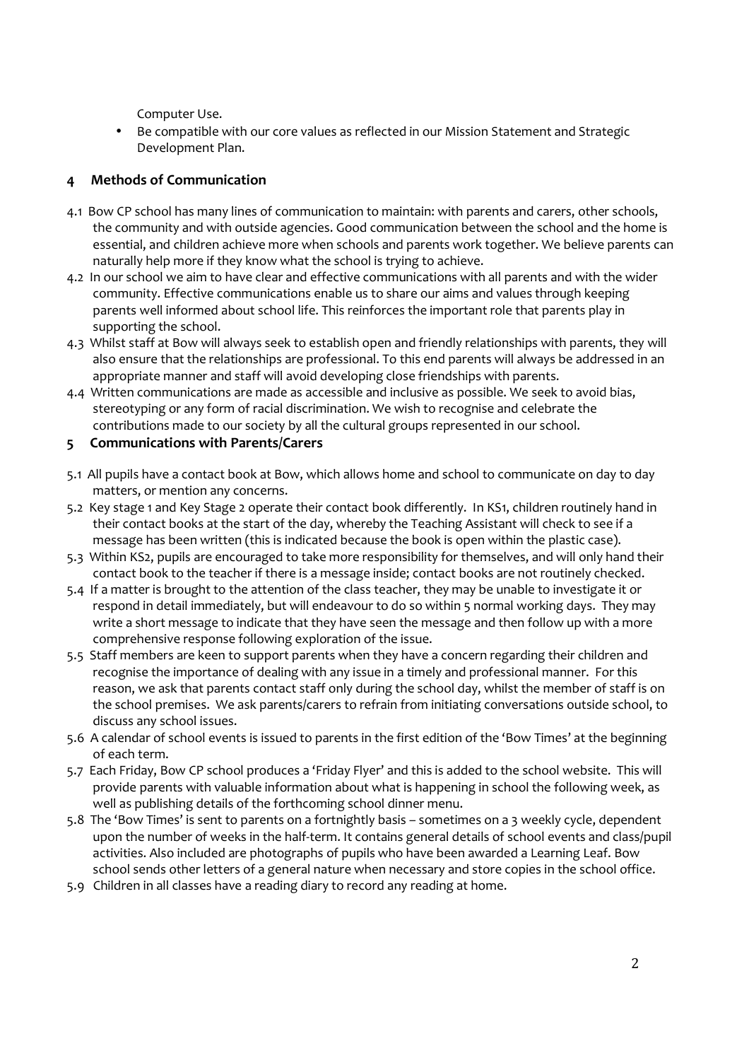Computer Use.

- Be compatible with our core values as reflected in our Mission Statement and Strategic Development Plan.

## 4 Methods of Communication

4.1 Bow CP school has many lines of communication to maintain: with parents and carers, other schools, the community and with outside agencies. Good communication between the school and the home is essential, and children achieve more when schools and parents work together. We believe parents can naturally help more if they know what the school is trying to achieve.

4.2 In our school we aim to have clear and effective communications with all parents and with the wider community. Effective communications enable us to share our aims and values through keeping parents well informed about school life. This reinforces the important role that parents play in supporting the school.

4.3 Whilst staff at Bow will always seek to establish open and friendly relationships with parents, they will also ensure that the relationships are professional. To this end parents will always be addressed in an appropriate manner and staff will avoid developing close friendships with parents.

4.4 Written communications are made as accessible and inclusive as possible. We seek to avoid bias, stereotyping or any form of racial discrimination. We wish to recognise and celebrate the contributions made to our society by all the cultural groups represented in our school.

## 5 Communications with Parents/Carers

5.1 All pupils have a contact book at Bow, which allows home and school to communicate on day to day matters, or mention any concerns.

5.2 Key stage 1 and Key Stage 2 operate their contact book differently. In KS1, children routinely hand in their contact books at the start of the day, whereby the Teaching Assistant will check to see if a message has been written (this is indicated because the book is open within the plastic case).

5.3 Within KS2, pupils are encouraged to take more responsibility for themselves, and will only hand their contact book to the teacher if there is a message inside; contact books are not routinely checked.

5.4 If a matter is brought to the attention of the class teacher, they may be unable to investigate it or respond in detail immediately, but will endeavour to do so within 5 normal working days. They may write a short message to indicate that they have seen the message and then follow up with a more comprehensive response following exploration of the issue.

5.5 Staff members are keen to support parents when they have a concern regarding their children and recognise the importance of dealing with any issue in a timely and professional manner. For this reason, we ask that parents contact staff only during the school day, whilst the member of staff is on the school premises. We ask parents/carers to refrain from initiating conversations outside school, to discuss any school issues.

5.6 A calendar of school events is issued to parents in the first edition of the 'Bow Times' at the beginning of each term.

5.7 Each Friday, Bow CP school produces a 'Friday Flyer' and this is added to the school website. This will provide parents with valuable information about what is happening in school the following week, as well as publishing details of the forthcoming school dinner menu.

5.8 The 'Bow Times' is sent to parents on a fortnightly basis – sometimes on a 3 weekly cycle, dependent upon the number of weeks in the half-term. It contains general details of school events and class/pupil activities. Also included are photographs of pupils who have been awarded a Learning Leaf. Bow school sends other letters of a general nature when necessary and store copies in the school office.

5.9 Children in all classes have a reading diary to record any reading at home.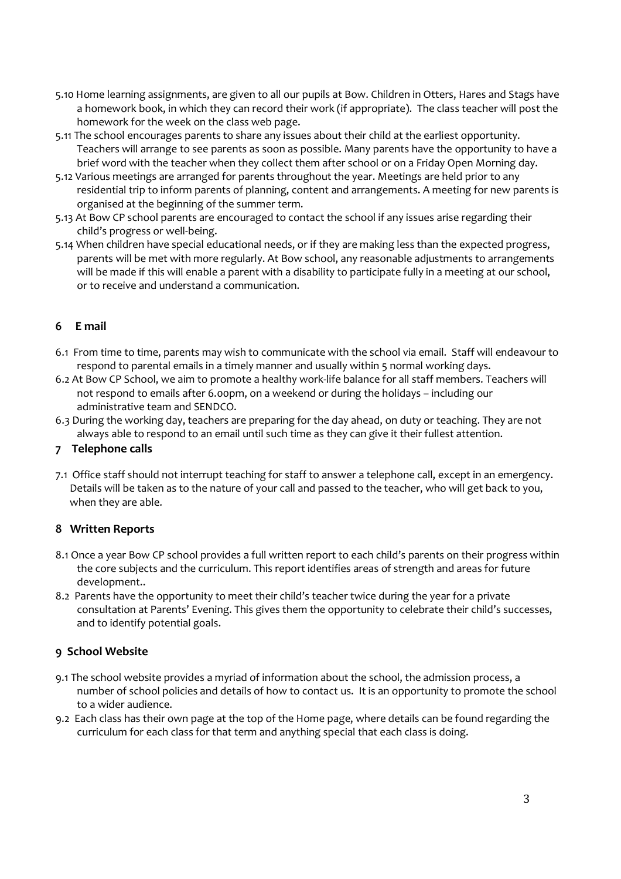5.10 Home learning assignments, are given to all our pupils at Bow. Children in Otters, Hares and Stags have a homework book, in which they can record their work (if appropriate). The class teacher will post the homework for the week on the class web page.

5.11 The school encourages parents to share any issues about their child at the earliest opportunity. Teachers will arrange to see parents as soon as possible. Many parents have the opportunity to have a brief word with the teacher when they collect them after school or on a Friday Open Morning day.

5.12 Various meetings are arranged for parents throughout the year. Meetings are held prior to any residential trip to inform parents of planning, content and arrangements. A meeting for new parents is organised at the beginning of the summer term.

5.13 At Bow CP school parents are encouraged to contact the school if any issues arise regarding their child's progress or well-being.

5.14 When children have special educational needs, or if they are making less than the expected progress, parents will be met with more regularly. At Bow school, any reasonable adjustments to arrangements will be made if this will enable a parent with a disability to participate fully in a meeting at our school, or to receive and understand a communication.

## 6 E mail

6.1 From time to time, parents may wish to communicate with the school via email. Staff will endeavour to respond to parental emails in a timely manner and usually within 5 normal working days.

6.2 At Bow CP School, we aim to promote a healthy work-life balance for all staff members. Teachers will not respond to emails after 6.00pm, on a weekend or during the holidays – including our administrative team and SENDCO.

6.3 During the working day, teachers are preparing for the day ahead, on duty or teaching. They are not always able to respond to an email until such time as they can give it their fullest attention.

## 7 Telephone calls

7.1 Office staff should not interrupt teaching for staff to answer a telephone call, except in an emergency. Details will be taken as to the nature of your call and passed to the teacher, who will get back to you, when they are able.

## 8 Written Reports

8.1 Once a year Bow CP school provides a full written report to each child's parents on their progress within the core subjects and the curriculum. This report identifies areas of strength and areas for future development..

8.2 Parents have the opportunity to meet their child's teacher twice during the year for a private consultation at Parents' Evening. This gives them the opportunity to celebrate their child's successes, and to identify potential goals.

## 9 School Website

9.1 The school website provides a myriad of information about the school, the admission process, a number of school policies and details of how to contact us. It is an opportunity to promote the school to a wider audience.

9.2 Each class has their own page at the top of the Home page, where details can be found regarding the curriculum for each class for that term and anything special that each class is doing.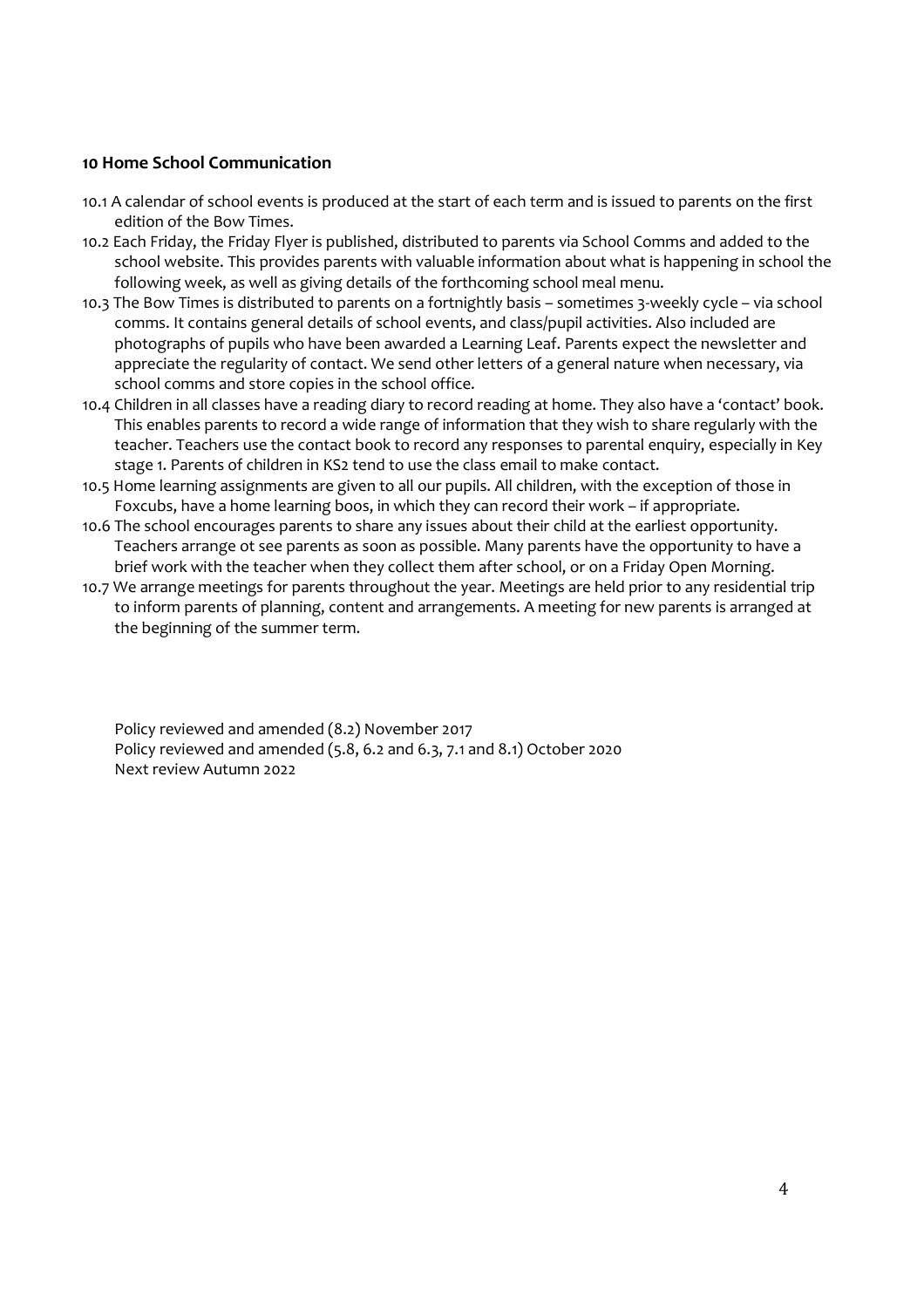**10 Home School Communication**

10.1 A calendar of school events is produced at the start of each term and is issued to parents on the first edition of the Bow Times.

10.2 Each Friday, the Friday Flyer is published, distributed to parents via School Comms and added to the school website. This provides parents with valuable information about what is happening in school the following week, as well as giving details of the forthcoming school meal menu.

10.3 The Bow Times is distributed to parents on a fortnightly basis – sometimes 3-weekly cycle – via school comms. It contains general details of school events, and class/pupil activities. Also included are photographs of pupils who have been awarded a Learning Leaf. Parents expect the newsletter and appreciate the regularity of contact. We send other letters of a general nature when necessary, via school comms and store copies in the school office.

10.4 Children in all classes have a reading diary to record reading at home. They also have a 'contact' book. This enables parents to record a wide range of information that they wish to share regularly with the teacher. Teachers use the contact book to record any responses to parental enquiry, especially in Key stage 1. Parents of children in KS2 tend to use the class email to make contact.

10.5 Home learning assignments are given to all our pupils. All children, with the exception of those in Foxcubs, have a home learning boos, in which they can record their work – if appropriate.

10.6 The school encourages parents to share any issues about their child at the earliest opportunity. Teachers arrange ot see parents as soon as possible. Many parents have the opportunity to have a brief work with the teacher when they collect them after school, or on a Friday Open Morning.

10.7 We arrange meetings for parents throughout the year. Meetings are held prior to any residential trip to inform parents of planning, content and arrangements. A meeting for new parents is arranged at the beginning of the summer term.

Policy reviewed and amended (8.2) November 2017
Policy reviewed and amended (5.8, 6.2 and 6.3, 7.1 and 8.1) October 2020
Next review Autumn 2022